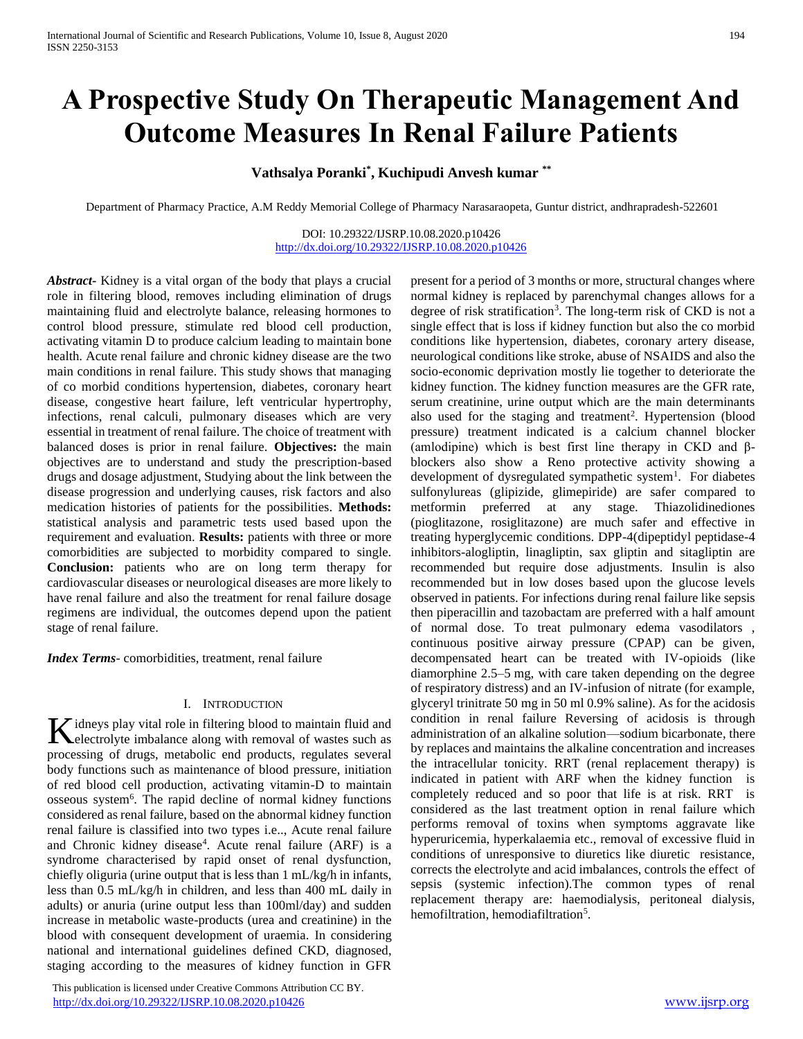# A Prospective Study On Therapeutic Management And Outcome Measures In Renal Failure Patients

**Vathsalya Poranki*, Kuchipudi Anvesh kumar ****

Department of Pharmacy Practice, A.M Reddy Memorial College of Pharmacy Narasaraopeta, Guntur district, andhrapradesh-522601

DOI: 10.29322/IJSRP.10.08.2020.p10426
http://dx.doi.org/10.29322/IJSRP.10.08.2020.p10426

***Abstract***- Kidney is a vital organ of the body that plays a crucial role in filtering blood, removes including elimination of drugs maintaining fluid and electrolyte balance, releasing hormones to control blood pressure, stimulate red blood cell production, activating vitamin D to produce calcium leading to maintain bone health. Acute renal failure and chronic kidney disease are the two main conditions in renal failure. This study shows that managing of co morbid conditions hypertension, diabetes, coronary heart disease, congestive heart failure, left ventricular hypertrophy, infections, renal calculi, pulmonary diseases which are very essential in treatment of renal failure. The choice of treatment with balanced doses is prior in renal failure. **Objectives:** the main objectives are to understand and study the prescription-based drugs and dosage adjustment, Studying about the link between the disease progression and underlying causes, risk factors and also medication histories of patients for the possibilities. **Methods:** statistical analysis and parametric tests used based upon the requirement and evaluation. **Results:** patients with three or more comorbidities are subjected to morbidity compared to single. **Conclusion:** patients who are on long term therapy for cardiovascular diseases or neurological diseases are more likely to have renal failure and also the treatment for renal failure dosage regimens are individual, the outcomes depend upon the patient stage of renal failure.

***Index Terms***- comorbidities, treatment, renal failure

## I. Introduction

Kidneys play vital role in filtering blood to maintain fluid and electrolyte imbalance along with removal of wastes such as processing of drugs, metabolic end products, regulates several body functions such as maintenance of blood pressure, initiation of red blood cell production, activating vitamin-D to maintain osseous system[6]. The rapid decline of normal kidney functions considered as renal failure, based on the abnormal kidney function renal failure is classified into two types i.e.., Acute renal failure and Chronic kidney disease[4]. Acute renal failure (ARF) is a syndrome characterised by rapid onset of renal dysfunction, chiefly oliguria (urine output that is less than 1 mL/kg/h in infants, less than 0.5 mL/kg/h in children, and less than 400 mL daily in adults) or anuria (urine output less than 100ml/day) and sudden increase in metabolic waste-products (urea and creatinine) in the blood with consequent development of uraemia. In considering national and international guidelines defined CKD, diagnosed, staging according to the measures of kidney function in GFR present for a period of 3 months or more, structural changes where normal kidney is replaced by parenchymal changes allows for a degree of risk stratification[3]. The long-term risk of CKD is not a single effect that is loss if kidney function but also the co morbid conditions like hypertension, diabetes, coronary artery disease, neurological conditions like stroke, abuse of NSAIDS and also the socio-economic deprivation mostly lie together to deteriorate the kidney function. The kidney function measures are the GFR rate, serum creatinine, urine output which are the main determinants also used for the staging and treatment[2]. Hypertension (blood pressure) treatment indicated is a calcium channel blocker (amlodipine) which is best first line therapy in CKD and β-blockers also show a Reno protective activity showing a development of dysregulated sympathetic system[1]. For diabetes sulfonylureas (glipizide, glimepiride) are safer compared to metformin preferred at any stage. Thiazolidinediones (pioglitazone, rosiglitazone) are much safer and effective in treating hyperglycemic conditions. DPP-4(dipeptidyl peptidase-4 inhibitors-alogliptin, linagliptin, sax gliptin and sitagliptin are recommended but require dose adjustments. Insulin is also recommended but in low doses based upon the glucose levels observed in patients. For infections during renal failure like sepsis then piperacillin and tazobactam are preferred with a half amount of normal dose. To treat pulmonary edema vasodilators , continuous positive airway pressure (CPAP) can be given, decompensated heart can be treated with IV-opioids (like diamorphine 2.5–5 mg, with care taken depending on the degree of respiratory distress) and an IV-infusion of nitrate (for example, glyceryl trinitrate 50 mg in 50 ml 0.9% saline). As for the acidosis condition in renal failure Reversing of acidosis is through administration of an alkaline solution—sodium bicarbonate, there by replaces and maintains the alkaline concentration and increases the intracellular tonicity. RRT (renal replacement therapy) is indicated in patient with ARF when the kidney function is completely reduced and so poor that life is at risk. RRT is considered as the last treatment option in renal failure which performs removal of toxins when symptoms aggravate like hyperuricemia, hyperkalaemia etc., removal of excessive fluid in conditions of unresponsive to diuretics like diuretic resistance, corrects the electrolyte and acid imbalances, controls the effect of sepsis (systemic infection).The common types of renal replacement therapy are: haemodialysis, peritoneal dialysis, hemofiltration, hemodiafiltration[5].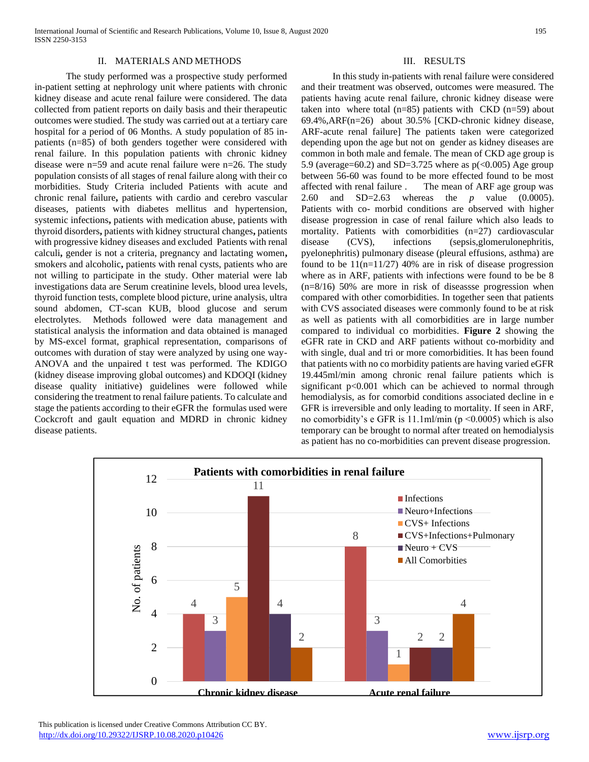## II. MATERIALS AND METHODS

The study performed was a prospective study performed in-patient setting at nephrology unit where patients with chronic kidney disease and acute renal failure were considered. The data collected from patient reports on daily basis and their therapeutic outcomes were studied. The study was carried out at a tertiary care hospital for a period of 06 Months. A study population of 85 in-patients (n=85) of both genders together were considered with renal failure. In this population patients with chronic kidney disease were n=59 and acute renal failure were n=26. The study population consists of all stages of renal failure along with their co morbidities. Study Criteria included Patients with acute and chronic renal failure**,** patients with cardio and cerebro vascular diseases, patients with diabetes mellitus and hypertension, systemic infections**,** patients with medication abuse, patients with thyroid disorders**,** patients with kidney structural changes**,** patients with progressive kidney diseases and excluded Patients with renal calculi**,** gender is not a criteria, pregnancy and lactating women**,** smokers and alcoholic**,** patients with renal cysts, patients who are not willing to participate in the study. Other material were lab investigations data are Serum creatinine levels, blood urea levels, thyroid function tests, complete blood picture, urine analysis, ultra sound abdomen, CT-scan KUB, blood glucose and serum electrolytes. Methods followed were data management and statistical analysis the information and data obtained is managed by MS-excel format, graphical representation, comparisons of outcomes with duration of stay were analyzed by using one way-ANOVA and the unpaired t test was performed. The KDIGO (kidney disease improving global outcomes) and KDOQI (kidney disease quality initiative) guidelines were followed while considering the treatment to renal failure patients. To calculate and stage the patients according to their eGFR the formulas used were Cockcroft and gault equation and MDRD in chronic kidney disease patients.

## III. RESULTS

In this study in-patients with renal failure were considered and their treatment was observed, outcomes were measured. The patients having acute renal failure, chronic kidney disease were taken into where total (n=85) patients with CKD (n=59) about 69.4%,ARF(n=26) about 30.5% [CKD-chronic kidney disease, ARF-acute renal failure] The patients taken were categorized depending upon the age but not on gender as kidney diseases are common in both male and female. The mean of CKD age group is 5.9 (average=60.2) and SD=3.725 where as p(<0.005) Age group between 56-60 was found to be more effected found to be most affected with renal failure . The mean of ARF age group was 2.60 and SD=2.63 whereas the *p* value (0.0005). Patients with co- morbid conditions are observed with higher disease progression in case of renal failure which also leads to mortality. Patients with comorbidities (n=27) cardiovascular disease (CVS), infections (sepsis,glomerulonephritis, pyelonephritis) pulmonary disease (pleural effusions, asthma) are found to be 11(n=11/27) 40% are in risk of disease progression where as in ARF, patients with infections were found to be be 8 (n=8/16) 50% are more in risk of diseassse progression when compared with other comorbidities. In together seen that patients with CVS associated diseases were commonly found to be at risk as well as patients with all comorbidities are in large number compared to individual co morbidities. **Figure 2** showing the eGFR rate in CKD and ARF patients without co-morbidity and with single, dual and tri or more comorbidities. It has been found that patients with no co morbidity patients are having varied eGFR 19.445ml/min among chronic renal failure patients which is significant p<0.001 which can be achieved to normal through hemodialysis, as for comorbid conditions associated decline in e GFR is irreversible and only leading to mortality. If seen in ARF, no comorbidity's e GFR is 11.1ml/min (p <0.0005) which is also temporary can be brought to normal after treated on hemodialysis as patient has no co-morbidities can prevent disease progression.

**Patients with comorbidities in renal failure**

No. of patients

0
2
4
6
8
10
12

Chronic kidney disease: 4, 3, 5, 11, 4, 2

Acute renal failure: 8, 3, 1, 2, 2, 4

Infections
Neuro+Infections
CVS+ Infections
CVS+Infections+Pulmonary
Neuro + CVS
All Comorbities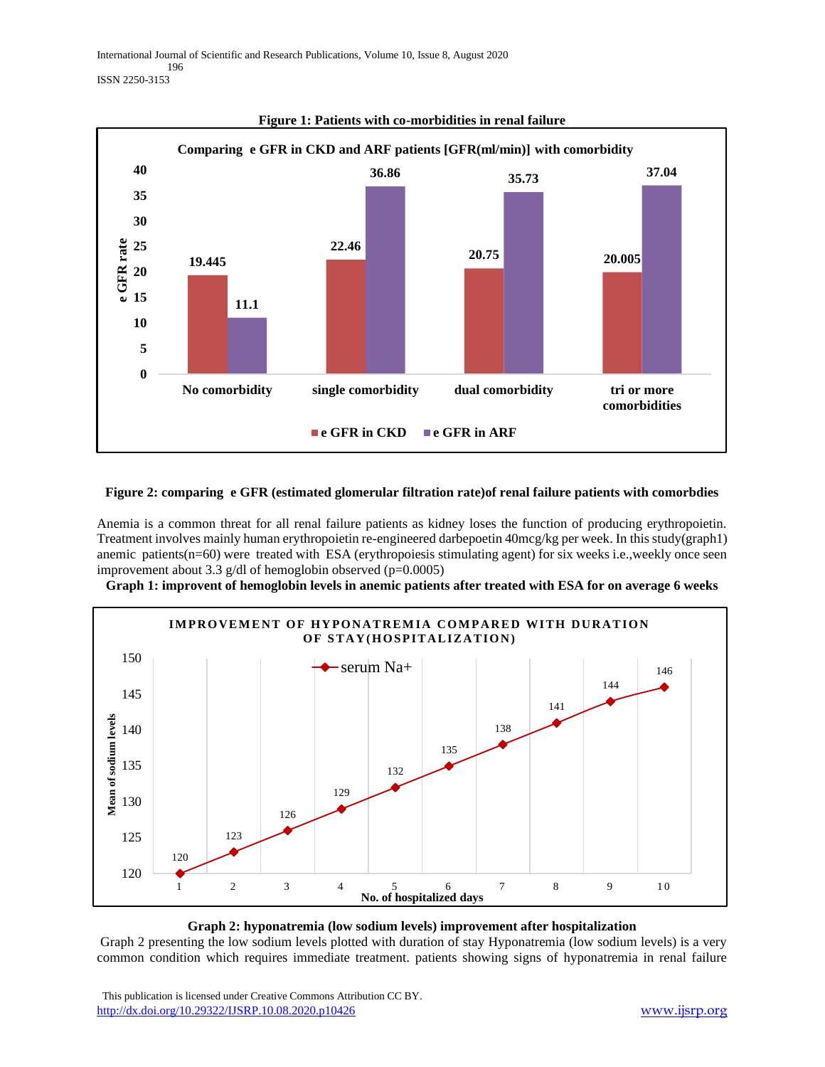**Figure 1: Patients with co-morbidities in renal failure**

Comparing e GFR in CKD and ARF patients [GFR(ml/min)] with comorbidity

e GFR rate

40
35
30
25
20
15
10
5
0

19.445
11.1
22.46
36.86
20.75
35.73
20.005
37.04

No comorbidity
single comorbidity
dual comorbidity
tri or more comorbidities

e GFR in CKD
e GFR in ARF

**Figure 2: comparing e GFR (estimated glomerular filtration rate)of renal failure patients with comorbdies**

Anemia is a common threat for all renal failure patients as kidney loses the function of producing erythropoietin. Treatment involves mainly human erythropoietin re-engineered darbepoetin 40mcg/kg per week. In this study(graph1) anemic patients(n=60) were treated with ESA (erythropoiesis stimulating agent) for six weeks i.e.,weekly once seen improvement about 3.3 g/dl of hemoglobin observed (p=0.0005)

**Graph 1: improvent of hemoglobin levels in anemic patients after treated with ESA for on average 6 weeks**

IMPROVEMENT OF HYPONATREMIA COMPARED WITH DURATION OF STAY(HOSPITALIZATION)

serum Na+

Mean of sodium levels

150
145
140
135
130
125
120

120
123
126
129
132
135
138
141
144
146

1
2
3
4
5
6
7
8
9
10

No. of hospitalized days

**Graph 2: hyponatremia (low sodium levels) improvement after hospitalization**

Graph 2 presenting the low sodium levels plotted with duration of stay Hyponatremia (low sodium levels) is a very common condition which requires immediate treatment. patients showing signs of hyponatremia in renal failure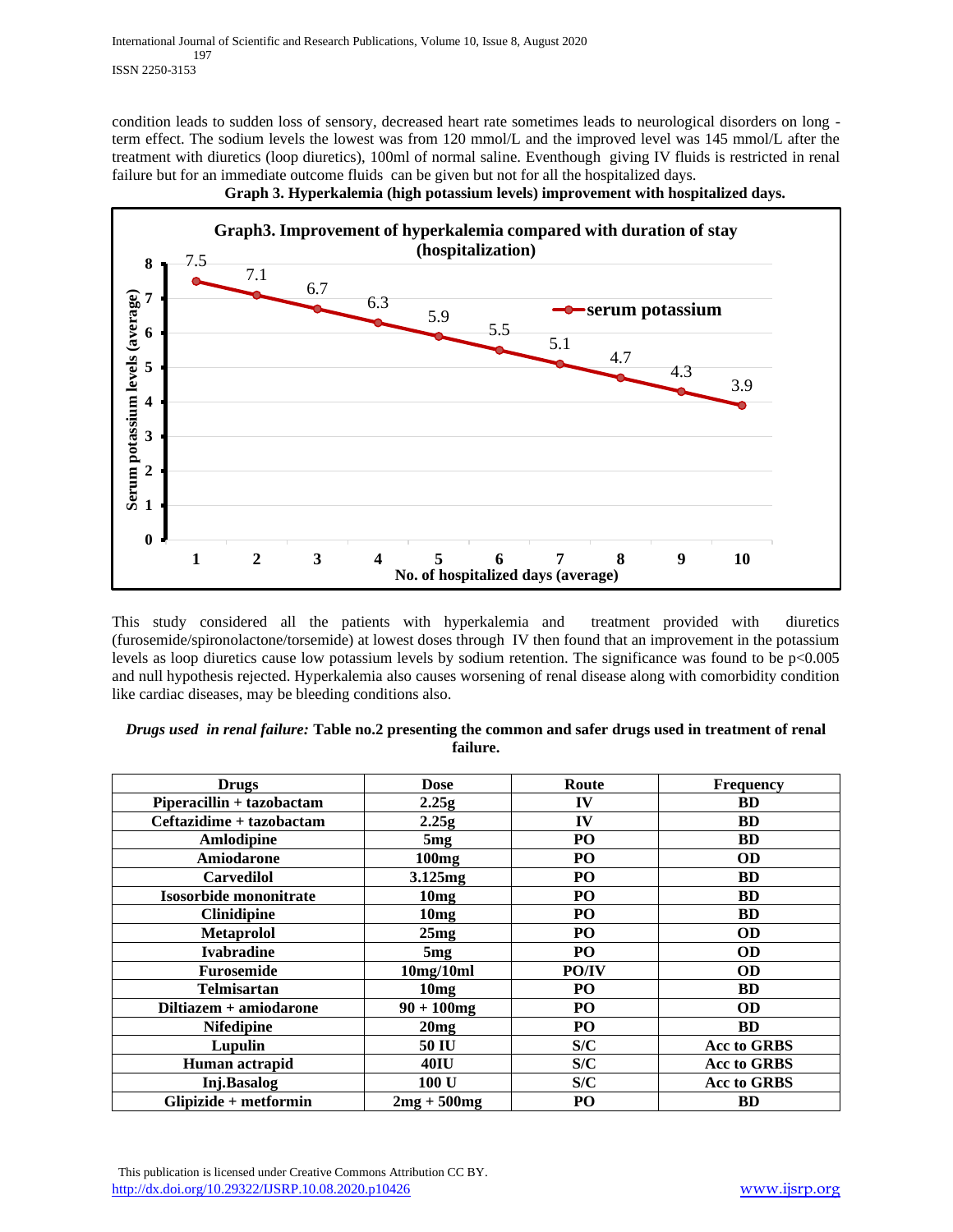condition leads to sudden loss of sensory, decreased heart rate sometimes leads to neurological disorders on long - term effect. The sodium levels the lowest was from 120 mmol/L and the improved level was 145 mmol/L after the treatment with diuretics (loop diuretics), 100ml of normal saline. Eventhough giving IV fluids is restricted in renal failure but for an immediate outcome fluids can be given but not for all the hospitalized days.

**Graph 3. Hyperkalemia (high potassium levels) improvement with hospitalized days.**

This study considered all the patients with hyperkalemia and treatment provided with diuretics (furosemide/spironolactone/torsemide) at lowest doses through IV then found that an improvement in the potassium levels as loop diuretics cause low potassium levels by sodium retention. The significance was found to be $p<0.005$ and null hypothesis rejected. Hyperkalemia also causes worsening of renal disease along with comorbidity condition like cardiac diseases, may be bleeding conditions also.

***Drugs used in renal failure:*** **Table no.2 presenting the common and safer drugs used in treatment of renal failure.**

| Drugs | Dose | Route | Frequency |
|---|---|---|---|
| Piperacillin + tazobactam | 2.25g | IV | BD |
| Ceftazidime + tazobactam | 2.25g | IV | BD |
| Amlodipine | 5mg | PO | BD |
| Amiodarone | 100mg | PO | OD |
| Carvedilol | 3.125mg | PO | BD |
| Isosorbide mononitrate | 10mg | PO | BD |
| Clinidipine | 10mg | PO | BD |
| Metaprolol | 25mg | PO | OD |
| Ivabradine | 5mg | PO | OD |
| Furosemide | 10mg/10ml | PO/IV | OD |
| Telmisartan | 10mg | PO | BD |
| Diltiazem + amiodarone | 90 + 100mg | PO | OD |
| Nifedipine | 20mg | PO | BD |
| Lupulin | 50 IU | S/C | Acc to GRBS |
| Human actrapid | 40IU | S/C | Acc to GRBS |
| Inj.Basalog | 100 U | S/C | Acc to GRBS |
| Glipizide + metformin | 2mg + 500mg | PO | BD |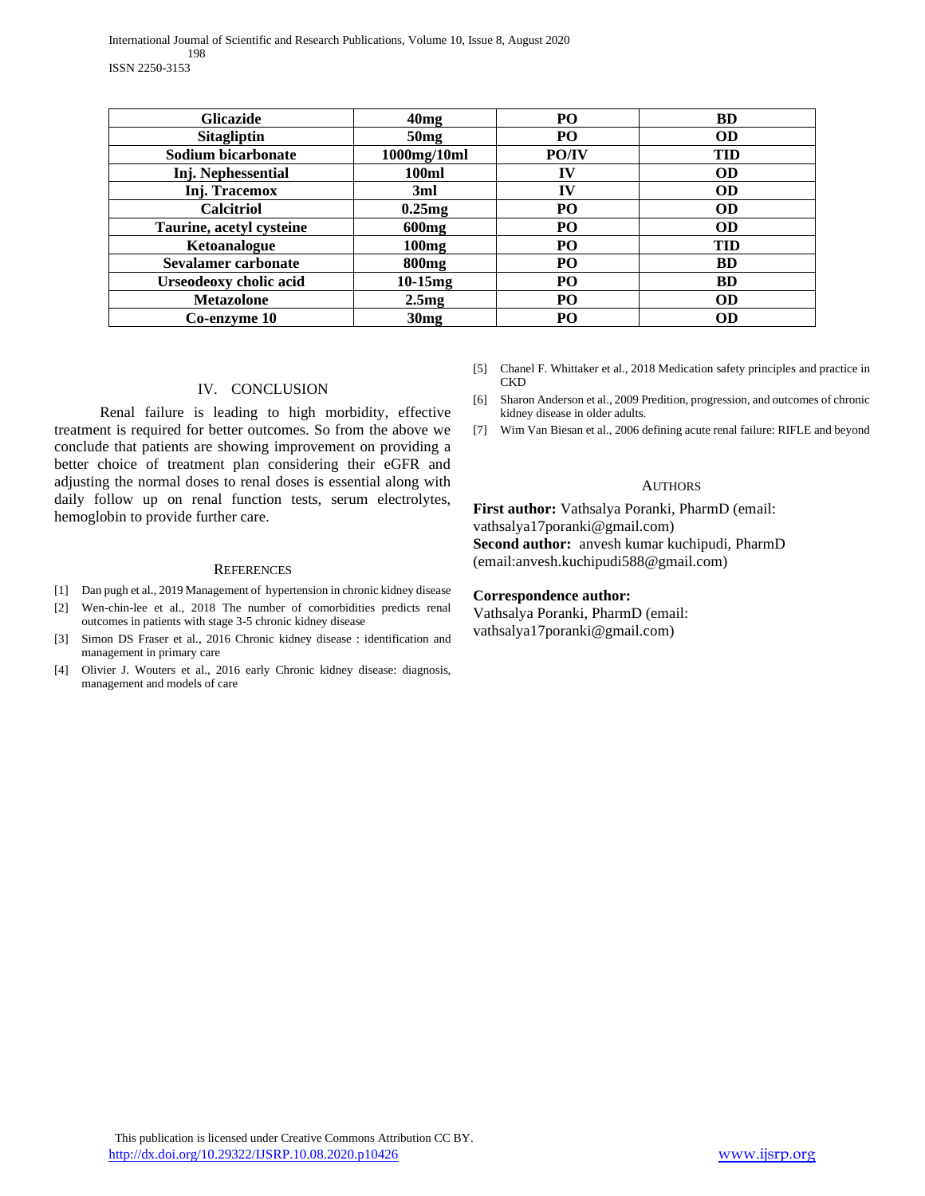| | | | |
|---|---|---|---|
| **Glicazide** | **40mg** | **PO** | **BD** |
| **Sitagliptin** | **50mg** | **PO** | **OD** |
| **Sodium bicarbonate** | **1000mg/10ml** | **PO/IV** | **TID** |
| **Inj. Nephessential** | **100ml** | **IV** | **OD** |
| **Inj. Tracemox** | **3ml** | **IV** | **OD** |
| **Calcitriol** | **0.25mg** | **PO** | **OD** |
| **Taurine, acetyl cysteine** | **600mg** | **PO** | **OD** |
| **Ketoanalogue** | **100mg** | **PO** | **TID** |
| **Sevalamer carbonate** | **800mg** | **PO** | **BD** |
| **Urseodeoxy cholic acid** | **10-15mg** | **PO** | **BD** |
| **Metazolone** | **2.5mg** | **PO** | **OD** |
| **Co-enzyme 10** | **30mg** | **PO** | **OD** |

## IV. CONCLUSION

Renal failure is leading to high morbidity, effective treatment is required for better outcomes. So from the above we conclude that patients are showing improvement on providing a better choice of treatment plan considering their eGFR and adjusting the normal doses to renal doses is essential along with daily follow up on renal function tests, serum electrolytes, hemoglobin to provide further care.

## REFERENCES

[1] Dan pugh et al., 2019 Management of hypertension in chronic kidney disease

[2] Wen-chin-lee et al., 2018 The number of comorbidities predicts renal outcomes in patients with stage 3-5 chronic kidney disease

[3] Simon DS Fraser et al., 2016 Chronic kidney disease : identification and management in primary care

[4] Olivier J. Wouters et al., 2016 early Chronic kidney disease: diagnosis, management and models of care

[5] Chanel F. Whittaker et al., 2018 Medication safety principles and practice in CKD

[6] Sharon Anderson et al., 2009 Predition, progression, and outcomes of chronic kidney disease in older adults.

[7] Wim Van Biesan et al., 2006 defining acute renal failure: RIFLE and beyond

## AUTHORS

**First author:** Vathsalya Poranki, PharmD (email: vathsalya17poranki@gmail.com)
**Second author:** anvesh kumar kuchipudi, PharmD (email:anvesh.kuchipudi588@gmail.com)

**Correspondence author:**
Vathsalya Poranki, PharmD (email: vathsalya17poranki@gmail.com)